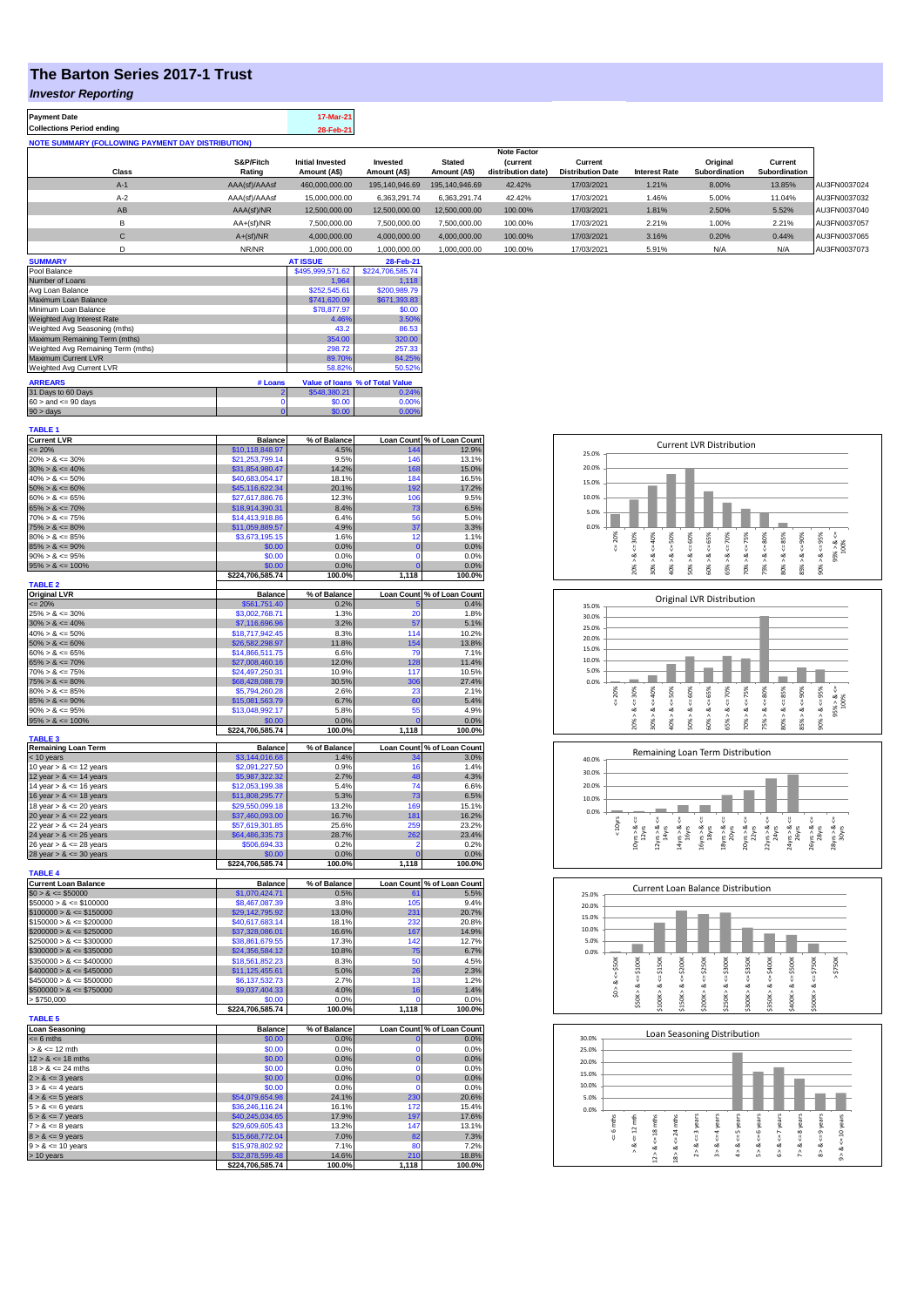# The Barton Series 2017-1 Trust

## *Investor Reporting*

| Payment Date | 17-Mar-21 |
|---|---|
| Collections Period ending | 28-Feb-21 |

**NOTE SUMMARY (FOLLOWING PAYMENT DAY DISTRIBUTION)**

| Class | S&P/Fitch Rating | Initial Invested Amount (A$) | Invested Amount (A$) | Stated Amount (A$) | Note Factor (current distribution date) | Current Distribution Date | Interest Rate | Original Subordination | Current Subordination | |
|---|---|---|---|---|---|---|---|---|---|---|
| A-1 | AAA(sf)/AAAsf | 460,000,000.00 | 195,140,946.69 | 195,140,946.69 | 42.42% | 17/03/2021 | 1.21% | 8.00% | 13.85% | AU3FN0037024 |
| A-2 | AAA(sf)/AAAsf | 15,000,000.00 | 6,363,291.74 | 6,363,291.74 | 42.42% | 17/03/2021 | 1.46% | 5.00% | 11.04% | AU3FN0037032 |
| AB | AAA(sf)/NR | 12,500,000.00 | 12,500,000.00 | 12,500,000.00 | 100.00% | 17/03/2021 | 1.81% | 2.50% | 5.52% | AU3FN0037040 |
| B | AA+(sf)/NR | 7,500,000.00 | 7,500,000.00 | 7,500,000.00 | 100.00% | 17/03/2021 | 2.21% | 1.00% | 2.21% | AU3FN0037057 |
| C | A+(sf)/NR | 4,000,000.00 | 4,000,000.00 | 4,000,000.00 | 100.00% | 17/03/2021 | 3.16% | 0.20% | 0.44% | AU3FN0037065 |
| D | NR/NR | 1,000,000.00 | 1,000,000.00 | 1,000,000.00 | 100.00% | 17/03/2021 | 5.91% | N/A | N/A | AU3FN0037073 |

| SUMMARY | AT ISSUE | 28-Feb-21 |
|---|---|---|
| Pool Balance | $495,999,571.62 | $224,706,585.74 |
| Number of Loans | 1,964 | 1,118 |
| Avg Loan Balance | $252,545.61 | $200,989.79 |
| Maximum Loan Balance | $741,620.09 | $671,393.83 |
| Minimum Loan Balance | $78,877.97 | $0.00 |
| Weighted Avg Interest Rate | 4.46% | 3.50% |
| Weighted Avg Seasoning (mths) | 43.2 | 86.53 |
| Maximum Remaining Term (mths) | 354.00 | 320.00 |
| Weighted Avg Remaining Term (mths) | 298.72 | 257.33 |
| Maximum Current LVR | 89.70% | 84.25% |
| Weighted Avg Current LVR | 58.82% | 50.52% |

| ARREARS | # Loans | Value of loans | % of Total Value |
|---|---|---|---|
| 31 Days to 60 Days | 2 | $548,380.21 | 0.24% |
| 60 > and <= 90 days | 0 | $0.00 | 0.00% |
| 90 > days | 0 | $0.00 | 0.00% |

**TABLE 1**

| Current LVR | Balance | % of Balance | Loan Count | % of Loan Count |
|---|---|---|---|---|
| <= 20% | $10,118,848.97 | 4.5% | 144 | 12.9% |
| 20% > & <= 30% | $21,253,799.14 | 9.5% | 146 | 13.1% |
| 30% > & <= 40% | $31,854,980.47 | 14.2% | 168 | 15.0% |
| 40% > & <= 50% | $40,683,054.17 | 18.1% | 184 | 16.5% |
| 50% > & <= 60% | $45,116,622.34 | 20.1% | 192 | 17.2% |
| 60% > & <= 65% | $27,617,886.76 | 12.3% | 106 | 9.5% |
| 65% > & <= 70% | $18,914,390.31 | 8.4% | 73 | 6.5% |
| 70% > & <= 75% | $14,413,918.86 | 6.4% | 56 | 5.0% |
| 75% > & <= 80% | $11,059,889.57 | 4.9% | 37 | 3.3% |
| 80% > & <= 85% | $3,673,195.15 | 1.6% | 12 | 1.1% |
| 85% > & <= 90% | $0.00 | 0.0% | 0 | 0.0% |
| 90% > & <= 95% | $0.00 | 0.0% | 0 | 0.0% |
| 95% > & <= 100% | $0.00 | 0.0% | 0 | 0.0% |
| | $224,706,585.74 | 100.0% | 1,118 | 100.0% |

**TABLE 2**

| Original LVR | Balance | % of Balance | Loan Count | % of Loan Count |
|---|---|---|---|---|
| <= 20% | $561,751.40 | 0.2% | 5 | 0.4% |
| 25% > & <= 30% | $3,002,768.71 | 1.3% | 20 | 1.8% |
| 30% > & <= 40% | $7,116,696.96 | 3.2% | 57 | 5.1% |
| 40% > & <= 50% | $18,717,942.45 | 8.3% | 114 | 10.2% |
| 50% > & <= 60% | $26,582,298.97 | 11.8% | 154 | 13.8% |
| 60% > & <= 65% | $14,866,511.75 | 6.6% | 79 | 7.1% |
| 65% > & <= 70% | $27,008,460.16 | 12.0% | 128 | 11.4% |
| 70% > & <= 75% | $24,497,250.31 | 10.9% | 117 | 10.5% |
| 75% > & <= 80% | $68,428,088.79 | 30.5% | 306 | 27.4% |
| 80% > & <= 85% | $5,794,260.28 | 2.6% | 23 | 2.1% |
| 85% > & <= 90% | $15,081,563.79 | 6.7% | 60 | 5.4% |
| 90% > & <= 95% | $13,048,992.17 | 5.8% | 55 | 4.9% |
| 95% > & <= 100% | $0.00 | 0.0% | 0 | 0.0% |
| | $224,706,585.74 | 100.0% | 1,118 | 100.0% |

**TABLE 3**

| Remaining Loan Term | Balance | % of Balance | Loan Count | % of Loan Count |
|---|---|---|---|---|
| < 10 years | $3,144,016.68 | 1.4% | 34 | 3.0% |
| 10 year > & <= 12 years | $2,091,227.50 | 0.9% | 16 | 1.4% |
| 12 year > & <= 14 years | $5,987,322.32 | 2.7% | 48 | 4.3% |
| 14 year > & <= 16 years | $12,053,199.38 | 5.4% | 74 | 6.6% |
| 16 year > & <= 18 years | $11,808,295.77 | 5.3% | 73 | 6.5% |
| 18 year > & <= 20 years | $29,550,099.18 | 13.2% | 169 | 15.1% |
| 20 year > & <= 22 years | $37,460,093.00 | 16.7% | 181 | 16.2% |
| 22 year > & <= 24 years | $57,619,301.85 | 25.6% | 259 | 23.2% |
| 24 year > & <= 26 years | $64,486,335.73 | 28.7% | 262 | 23.4% |
| 26 year > & <= 28 years | $506,694.33 | 0.2% | 2 | 0.2% |
| 28 year > & <= 30 years | $0.00 | 0.0% | 0 | 0.0% |
| | $224,706,585.74 | 100.0% | 1,118 | 100.0% |

**TABLE 4**

| Current Loan Balance | Balance | % of Balance | Loan Count | % of Loan Count |
|---|---|---|---|---|
| $0 > & <= $50000 | $1,070,424.71 | 0.5% | 61 | 5.5% |
| $50000 > & <= $100000 | $8,467,087.39 | 3.8% | 105 | 9.4% |
| $100000 > & <= $150000 | $29,142,795.92 | 13.0% | 231 | 20.7% |
| $150000 > & <= $200000 | $40,617,683.14 | 18.1% | 232 | 20.8% |
| $200000 > & <= $250000 | $37,328,086.01 | 16.6% | 167 | 14.9% |
| $250000 > & <= $300000 | $38,861,679.55 | 17.3% | 142 | 12.7% |
| $300000 > & <= $350000 | $24,356,584.12 | 10.8% | 75 | 6.7% |
| $350000 > & <= $400000 | $18,561,852.23 | 8.3% | 50 | 4.5% |
| $400000 > & <= $450000 | $11,125,455.61 | 5.0% | 26 | 2.3% |
| $450000 > & <= $500000 | $6,137,532.73 | 2.7% | 13 | 1.2% |
| $500000 > & <= $750000 | $9,037,404.33 | 4.0% | 16 | 1.4% |
| > $750,000 | $0.00 | 0.0% | 0 | 0.0% |
| | $224,706,585.74 | 100.0% | 1,118 | 100.0% |

**TABLE 5**

| Loan Seasoning | Balance | % of Balance | Loan Count | % of Loan Count |
|---|---|---|---|---|
| <= 6 mths | $0.00 | 0.0% | 0 | 0.0% |
| > & <= 12 mth | $0.00 | 0.0% | 0 | 0.0% |
| 12 > & <= 18 mths | $0.00 | 0.0% | 0 | 0.0% |
| 18 > & <= 24 mths | $0.00 | 0.0% | 0 | 0.0% |
| 2 > & <= 3 years | $0.00 | 0.0% | 0 | 0.0% |
| 3 > & <= 4 years | $0.00 | 0.0% | 0 | 0.0% |
| 4 > & <= 5 years | $54,079,654.98 | 24.1% | 230 | 20.6% |
| 5 > & <= 6 years | $36,246,116.24 | 16.1% | 172 | 15.4% |
| 6 > & <= 7 years | $40,245,034.65 | 17.9% | 197 | 17.6% |
| 7 > & <= 8 years | $29,609,605.43 | 13.2% | 147 | 13.1% |
| 8 > & <= 9 years | $15,668,772.04 | 7.0% | 82 | 7.3% |
| 9 > & <= 10 years | $15,978,802.92 | 7.1% | 80 | 7.2% |
| > 10 years | $32,878,599.48 | 14.6% | 210 | 18.8% |
| | $224,706,585.74 | 100.0% | 1,118 | 100.0% |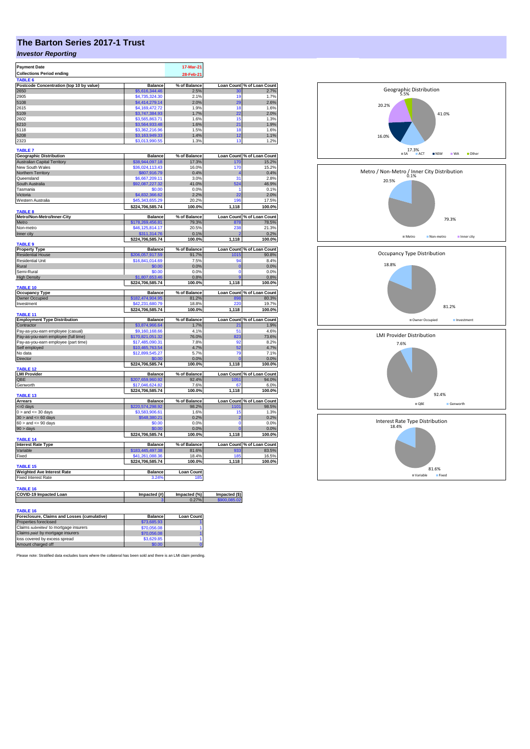# The Barton Series 2017-1 Trust

## *Investor Reporting*

| Payment Date | 17-Mar-21 |
|---|---|
| Collections Period ending | 28-Feb-21 |

**TABLE 6**

| Postcode Concentration (top 10 by value) | Balance | % of Balance | Loan Count | % of Loan Count |
|---|---|---|---|---|
| 2650 | $5,616,344.46 | 2.5% | 30 | 2.7% |
| 2905 | $4,735,324.30 | 2.1% | 19 | 1.7% |
| 5108 | $4,414,279.14 | 2.0% | 29 | 2.6% |
| 2615 | $4,169,472.72 | 1.9% | 18 | 1.6% |
| 5109 | $3,747,384.93 | 1.7% | 22 | 2.0% |
| 2602 | $3,565,863.71 | 1.6% | 15 | 1.3% |
| 6210 | $3,564,933.48 | 1.6% | 21 | 1.9% |
| 5118 | $3,362,216.96 | 1.5% | 18 | 1.6% |
| 6208 | $3,163,949.33 | 1.4% | 12 | 1.1% |
| 2323 | $3,013,990.55 | 1.3% | 13 | 1.2% |

**TABLE 7**

| Geographic Distribution | Balance | % of Balance | Loan Count | % of Loan Count |
|---|---|---|---|---|
| Australian Capital Territory | $38,944,097.18 | 17.3% | 170 | 15.2% |
| New South Wales | $36,024,113.43 | 16.0% | 170 | 15.2% |
| Northern Territory | $807,916.79 | 0.4% | 4 | 0.4% |
| Queensland | $6,667,209.11 | 3.0% | 31 | 2.8% |
| South Australia | $92,087,227.32 | 41.0% | 524 | 46.9% |
| Tasmania | $0.00 | 0.0% | 1 | 0.1% |
| Victoria | $4,832,366.62 | 2.2% | 22 | 2.0% |
| Western Australia | $45,343,655.29 | 20.2% | 196 | 17.5% |
| | $224,706,585.74 | 100.0% | 1,118 | 100.0% |

**TABLE 8**

| Metro/Non-Metro/Inner-City | Balance | % of Balance | Loan Count | % of Loan Count |
|---|---|---|---|---|
| Metro | $178,269,456.81 | 79.3% | 878 | 78.5% |
| Non-metro | $46,125,814.17 | 20.5% | 238 | 21.3% |
| Inner city | $311,314.76 | 0.1% | 2 | 0.2% |
| | $224,706,585.74 | 100.0% | 1,118 | 100.0% |

**TABLE 9**

| Property Type | Balance | % of Balance | Loan Count | % of Loan Count |
|---|---|---|---|---|
| Residential House | $206,057,917.59 | 91.7% | 1015 | 90.8% |
| Residential Unit | $16,841,014.69 | 7.5% | 94 | 8.4% |
| Rural | $0.00 | 0.0% | 0 | 0.0% |
| Semi-Rural | $0.00 | 0.0% | 0 | 0.0% |
| High Density | $1,807,653.46 | 0.8% | 9 | 0.8% |
| | $224,706,585.74 | 100.0% | 1,118 | 100.0% |

**TABLE 10**

| Occupancy Type | Balance | % of Balance | Loan Count | % of Loan Count |
|---|---|---|---|---|
| Owner Occupied | $182,474,904.95 | 81.2% | 898 | 80.3% |
| Investment | $42,231,680.79 | 18.8% | 220 | 19.7% |
| | $224,706,585.74 | 100.0% | 1,118 | 100.0% |

**TABLE 11**

| Employment Type Distribution | Balance | % of Balance | Loan Count | % of Loan Count |
|---|---|---|---|---|
| Contractor | $3,874,966.64 | 1.7% | 21 | 1.9% |
| Pay-as-you-earn employee (casual) | $9,160,168.66 | 4.1% | 51 | 4.6% |
| Pay-as-you-earn employee (full time) | $170,821,051.32 | 76.0% | 823 | 73.6% |
| Pay-as-you-earn employee (part time) | $17,485,090.31 | 7.8% | 92 | 8.2% |
| Self employed | $10,465,763.54 | 4.7% | 52 | 4.7% |
| No data | $12,899,545.27 | 5.7% | 79 | 7.1% |
| Director | $0.00 | 0.0% | 0 | 0.0% |
| | $224,706,585.74 | 100.0% | 1,118 | 100.0% |

**TABLE 12**

| LMI Provider | Balance | % of Balance | Loan Count | % of Loan Count |
|---|---|---|---|---|
| QBE | $207,659,960.92 | 92.4% | 1051 | 94.0% |
| Genworth | $17,046,624.82 | 7.6% | 67 | 6.0% |
| | $224,706,585.74 | 100.0% | 1,118 | 100.0% |

**TABLE 13**

| Arrears | Balance | % of Balance | Loan Count | % of Loan Count |
|---|---|---|---|---|
| <=0 days | $220,574,298.92 | 98.2% | 1101 | 98.5% |
| 0 > and <= 30 days | $3,583,906.61 | 1.6% | 15 | 1.3% |
| 30 > and <= 60 days | $548,380.21 | 0.2% | 2 | 0.2% |
| 60 > and <= 90 days | $0.00 | 0.0% | 0 | 0.0% |
| 90 > days | $0.00 | 0.0% | 0 | 0.0% |
| | $224,706,585.74 | 100.0% | 1,118 | 100.0% |

**TABLE 14**

| Interest Rate Type | Balance | % of Balance | Loan Count | % of Loan Count |
|---|---|---|---|---|
| Variable | $183,445,497.38 | 81.6% | 933 | 83.5% |
| Fixed | $41,261,088.36 | 18.4% | 185 | 16.5% |
| | $224,706,585.74 | 100.0% | 1,118 | 100.0% |

**TABLE 15**

| Weighted Ave Interest Rate | Balance | Loan Count |
|---|---|---|
| Fixed Interest Rate | 3.24% | 185 |

**TABLE 16**

| COVID-19 Impacted Loan | Impacted (#) | Impacted (%) | Impacted ($) |
|---|---|---|---|
| | 3 | 0.27% | $900,085.02 |

**TABLE 16**

| Foreclosure, Claims and Losses (cumulative) | Balance | Loan Count |
|---|---|---|
| Properties foreclosed | $73,685.93 | 1 |
| Claims *submitted* to mortgage insurers | $70,056.08 | 1 |
| Claims *paid* by mortgage insurers | $70,056.08 | 1 |
| loss covered by excess spread | $3,629.85 | 1 |
| Amount charged off | $0.00 | 0 |

Please note: Stratified data excludes loans where the collateral has been sold and there is an LMI claim pending.

Geographic Distribution: SA 41.0%, WA 20.2%, ACT 17.3%, NSW 16.0%, Other 5.5%

Metro / Non-Metro / Inner City Distribution: Metro 79.3%, Non-metro 20.5%, Inner city 0.1%

Occupancy Type Distribution: Owner Occupied 81.2%, Investment 18.8%

LMI Provider Distribution: QBE 92.4%, Genworth 7.6%

Interest Rate Type Distribution: Variable 81.6%, Fixed 18.4%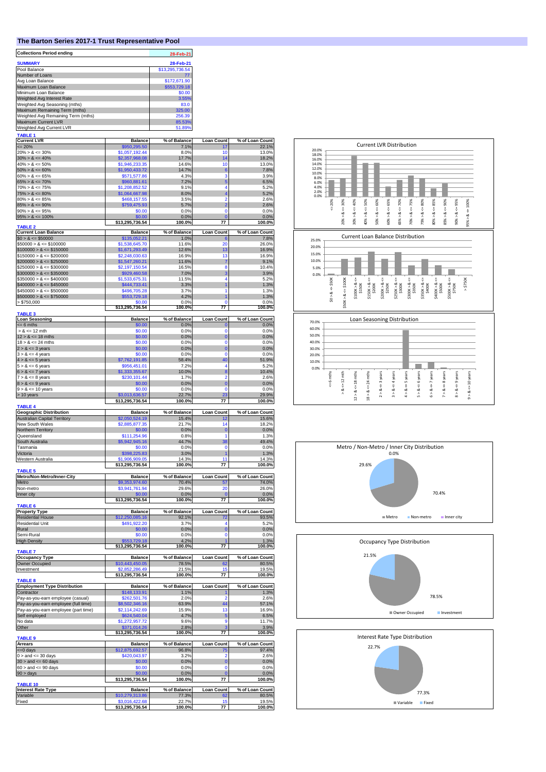# The Barton Series 2017-1 Trust Representative Pool

| Collections Period ending | 28-Feb-21 |
|---|---|

| SUMMARY | 28-Feb-21 |
|---|---|
| Pool Balance | $13,295,736.54 |
| Number of Loans | 77 |
| Avg Loan Balance | $172,671.90 |
| Maximum Loan Balance | $553,729.18 |
| Minimum Loan Balance | $0.00 |
| Weighted Avg Interest Rate | 3.55% |
| Weighted Avg Seasoning (mths) | 83.0 |
| Maximum Remaining Term (mths) | 325.00 |
| Weighted Avg Remaining Term (mths) | 256.39 |
| Maximum Current LVR | 85.53% |
| Weighted Avg Current LVR | 51.89% |

**TABLE 1**

| Current LVR | Balance | % of Balance | Loan Count | % of Loan Count |
|---|---|---|---|---|
| <= 20% | $950,295.50 | 7.1% | 17 | 22.1% |
| 20% > & <= 30% | $1,057,192.44 | 8.0% | 10 | 13.0% |
| 30% > & <= 40% | $2,357,968.08 | 17.7% | 14 | 18.2% |
| 40% > & <= 50% | $1,946,233.35 | 14.6% | 10 | 13.0% |
| 50% > & <= 60% | $1,950,433.72 | 14.7% | 6 | 7.8% |
| 60% > & <= 65% | $571,577.86 | 4.3% | 3 | 3.9% |
| 65% > & <= 70% | $960,881.61 | 7.2% | 5 | 6.5% |
| 70% > & <= 75% | $1,208,852.52 | 9.1% | 4 | 5.2% |
| 75% > & <= 80% | $1,064,667.98 | 8.0% | 4 | 5.2% |
| 80% > & <= 85% | $468,157.55 | 3.5% | 2 | 2.6% |
| 85% > & <= 90% | $759,475.93 | 5.7% | 2 | 2.6% |
| 90% > & <= 95% | $0.00 | 0.0% | 0 | 0.0% |
| 95% > & <= 100% | $0.00 | 0.0% | 0 | 0.0% |
| | $13,295,736.54 | 100.0% | 77 | 100.0% |

**TABLE 2**

| Current Loan Balance | Balance | % of Balance | Loan Count | % of Loan Count |
|---|---|---|---|---|
| $0 > & <= $50000 | $135,052.21 | 1.0% | 6 | 7.8% |
| $50000 > & <= $100000 | $1,538,645.70 | 11.6% | 20 | 26.0% |
| $100000 > & <= $150000 | $1,671,293.49 | 12.6% | 13 | 16.9% |
| $150000 > & <= $200000 | $2,248,030.63 | 16.9% | 13 | 16.9% |
| $200000 > & <= $250000 | $1,547,260.21 | 11.6% | 7 | 9.1% |
| $250000 > & <= $300000 | $2,197,150.54 | 16.5% | 8 | 10.4% |
| $300000 > & <= $350000 | $929,460.58 | 7.0% | 3 | 3.9% |
| $350000 > & <= $400000 | $1,533,675.31 | 11.5% | 4 | 5.2% |
| $400000 > & <= $450000 | $444,733.41 | 3.3% | 1 | 1.3% |
| $450000 > & <= $500000 | $496,705.28 | 3.7% | 1 | 1.3% |
| $500000 > & <= $750000 | $553,729.18 | 4.2% | 1 | 1.3% |
| > $750,000 | $0.00 | 0.0% | 0 | 0.0% |
| | $13,295,736.54 | 100.0% | 77 | 100.0% |

**TABLE 3**

| Loan Seasoning | Balance | % of Balance | Loan Count | % of Loan Count |
|---|---|---|---|---|
| <= 6 mths | $0.00 | 0.0% | 0 | 0.0% |
| > & <= 12 mth | $0.00 | 0.0% | 0 | 0.0% |
| 12 > & <= 18 mths | $0.00 | 0.0% | 0 | 0.0% |
| 18 > & <= 24 mths | $0.00 | 0.0% | 0 | 0.0% |
| 2 > & <= 3 years | $0.00 | 0.0% | 0 | 0.0% |
| 3 > & <= 4 years | $0.00 | 0.0% | 0 | 0.0% |
| 4 > & <= 5 years | $7,762,191.85 | 58.4% | 40 | 51.9% |
| 5 > & <= 6 years | $956,451.01 | 7.2% | 4 | 5.2% |
| 6 > & <= 7 years | $1,333,355.67 | 10.0% | 8 | 10.4% |
| 7 > & <= 8 years | $230,101.44 | 1.7% | 2 | 2.6% |
| 8 > & <= 9 years | $0.00 | 0.0% | 0 | 0.0% |
| 9 > & <= 10 years | $0.00 | 0.0% | 0 | 0.0% |
| > 10 years | $3,013,636.57 | 22.7% | 23 | 29.9% |
| | $13,295,736.54 | 100.0% | 77 | 100.0% |

**TABLE 4**

| Geographic Distribution | Balance | % of Balance | Loan Count | % of Loan Count |
|---|---|---|---|---|
| Australian Capital Territory | $2,050,524.19 | 15.4% | 12 | 15.6% |
| New South Wales | $2,885,877.35 | 21.7% | 14 | 18.2% |
| Northern Territory | $0.00 | 0.0% | 0 | 0.0% |
| Queensland | $111,254.96 | 0.8% | 1 | 1.3% |
| South Australia | $5,942,945.16 | 44.7% | 38 | 49.4% |
| Tasmania | $0.00 | 0.0% | 0 | 0.0% |
| Victoria | $398,225.83 | 3.0% | 1 | 1.3% |
| Western Australia | $1,906,909.05 | 14.3% | 11 | 14.3% |
| | $13,295,736.54 | 100.0% | 77 | 100.0% |

**TABLE 5**

| Metro/Non-Metro/Inner-City | Balance | % of Balance | Loan Count | % of Loan Count |
|---|---|---|---|---|
| Metro | $9,353,974.60 | 70.4% | 57 | 74.0% |
| Non-metro | $3,941,761.94 | 29.6% | 20 | 26.0% |
| Inner city | $0.00 | 0.0% | 0 | 0.0% |
| | $13,295,736.54 | 100.0% | 77 | 100.0% |

**TABLE 6**

| Property Type | Balance | % of Balance | Loan Count | % of Loan Count |
|---|---|---|---|---|
| Residential House | $12,250,085.16 | 92.1% | 72 | 93.5% |
| Residential Unit | $491,922.20 | 3.7% | 4 | 5.2% |
| Rural | $0.00 | 0.0% | 0 | 0.0% |
| Semi-Rural | $0.00 | 0.0% | 0 | 0.0% |
| High Density | $553,729.18 | 4.2% | 1 | 1.3% |
| | $13,295,736.54 | 100.0% | 77 | 100.0% |

**TABLE 7**

| Occupancy Type | Balance | % of Balance | Loan Count | % of Loan Count |
|---|---|---|---|---|
| Owner Occupied | $10,443,450.05 | 78.5% | 62 | 80.5% |
| Investment | $2,852,286.49 | 21.5% | 15 | 19.5% |
| | $13,295,736.54 | 100.0% | 77 | 100.0% |

**TABLE 8**

| Employment Type Distribution | Balance | % of Balance | Loan Count | % of Loan Count |
|---|---|---|---|---|
| Contractor | $148,133.91 | 1.1% | 1 | 1.3% |
| Pay-as-you-earn employee (casual) | $262,501.76 | 2.0% | 2 | 2.6% |
| Pay-as-you-earn employee (full time) | $8,502,346.16 | 63.9% | 44 | 57.1% |
| Pay-as-you-earn employee (part time) | $2,114,242.69 | 15.9% | 13 | 16.9% |
| Self employed | $624,540.04 | 4.7% | 5 | 6.5% |
| No data | $1,272,957.72 | 9.6% | 9 | 11.7% |
| Other | $371,014.26 | 2.8% | 3 | 3.9% |
| | $13,295,736.54 | 100.0% | 77 | 100.0% |

**TABLE 9**

| Arrears | Balance | % of Balance | Loan Count | % of Loan Count |
|---|---|---|---|---|
| <=0 days | $12,875,692.57 | 96.8% | 75 | 97.4% |
| 0 > and <= 30 days | $420,043.97 | 3.2% | 2 | 2.6% |
| 30 > and <= 60 days | $0.00 | 0.0% | 0 | 0.0% |
| 60 > and <= 90 days | $0.00 | 0.0% | 0 | 0.0% |
| 90 > days | $0.00 | 0.0% | 0 | 0.0% |
| | $13,295,736.54 | 100.0% | 77 | 100.0% |

**TABLE 10**

| Interest Rate Type | Balance | % of Balance | Loan Count | % of Loan Count |
|---|---|---|---|---|
| Variable | $10,279,313.86 | 77.3% | 62 | 80.5% |
| Fixed | $3,016,422.68 | 22.7% | 15 | 19.5% |
| | $13,295,736.54 | 100.0% | 77 | 100.0% |

Current LVR Distribution

Current Loan Balance Distribution

Loan Seasoning Distribution

Metro / Non-Metro / Inner City Distribution
0.0%
29.6%
70.4%
Metro Non-metro Inner city

Occupancy Type Distribution
21.5%
78.5%
Owner Occupied Investment

Interest Rate Type Distribution
22.7%
77.3%
Variable Fixed